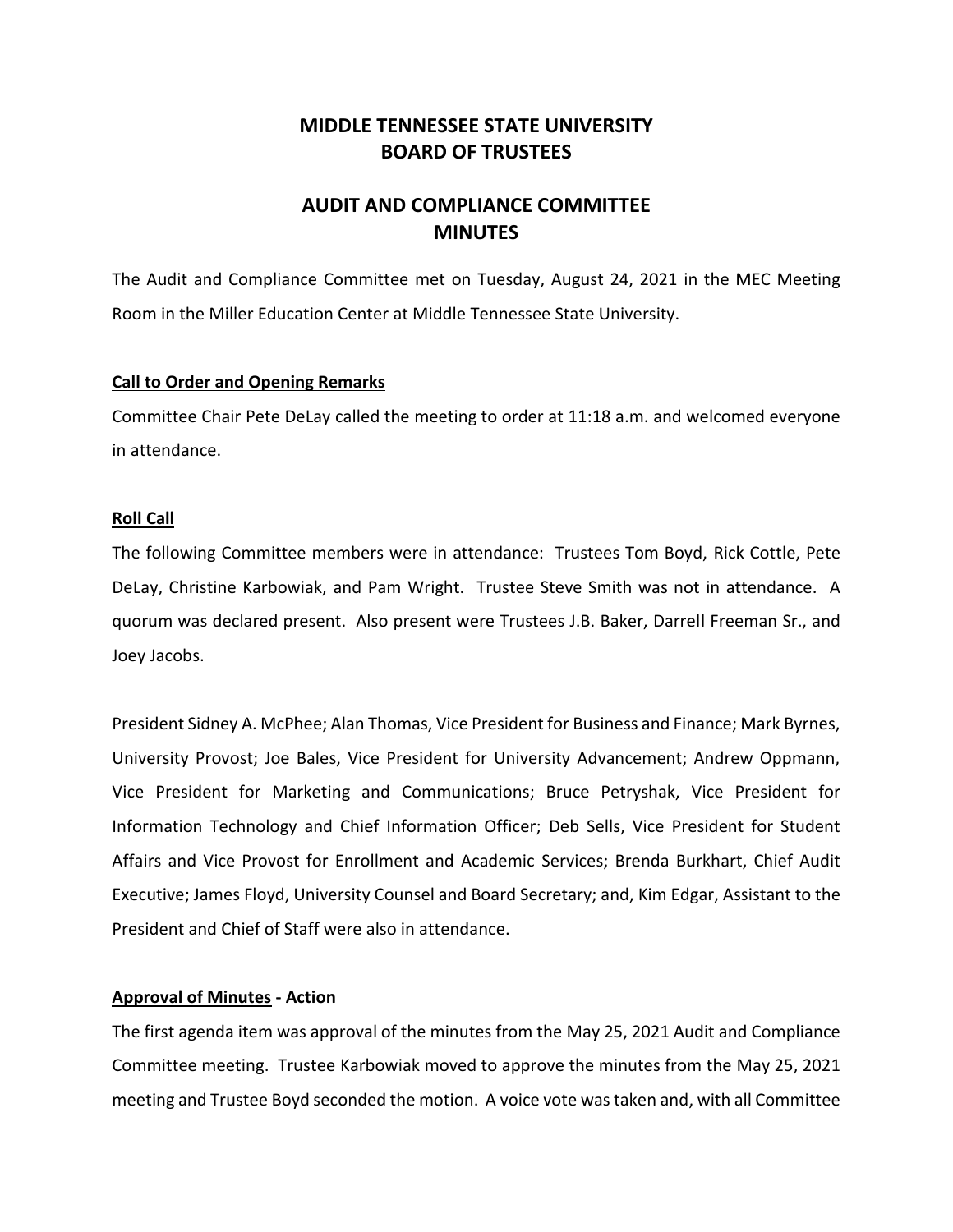# MIDDLE TENNESSEE STATE UNIVERSITY
# BOARD OF TRUSTEES

## AUDIT AND COMPLIANCE COMMITTEE
## MINUTES

The Audit and Compliance Committee met on Tuesday, August 24, 2021 in the MEC Meeting Room in the Miller Education Center at Middle Tennessee State University.

**Call to Order and Opening Remarks**

Committee Chair Pete DeLay called the meeting to order at 11:18 a.m. and welcomed everyone in attendance.

**Roll Call**

The following Committee members were in attendance: Trustees Tom Boyd, Rick Cottle, Pete DeLay, Christine Karbowiak, and Pam Wright. Trustee Steve Smith was not in attendance. A quorum was declared present. Also present were Trustees J.B. Baker, Darrell Freeman Sr., and Joey Jacobs.

President Sidney A. McPhee; Alan Thomas, Vice President for Business and Finance; Mark Byrnes, University Provost; Joe Bales, Vice President for University Advancement; Andrew Oppmann, Vice President for Marketing and Communications; Bruce Petryshak, Vice President for Information Technology and Chief Information Officer; Deb Sells, Vice President for Student Affairs and Vice Provost for Enrollment and Academic Services; Brenda Burkhart, Chief Audit Executive; James Floyd, University Counsel and Board Secretary; and, Kim Edgar, Assistant to the President and Chief of Staff were also in attendance.

**Approval of Minutes - Action**

The first agenda item was approval of the minutes from the May 25, 2021 Audit and Compliance Committee meeting. Trustee Karbowiak moved to approve the minutes from the May 25, 2021 meeting and Trustee Boyd seconded the motion. A voice vote was taken and, with all Committee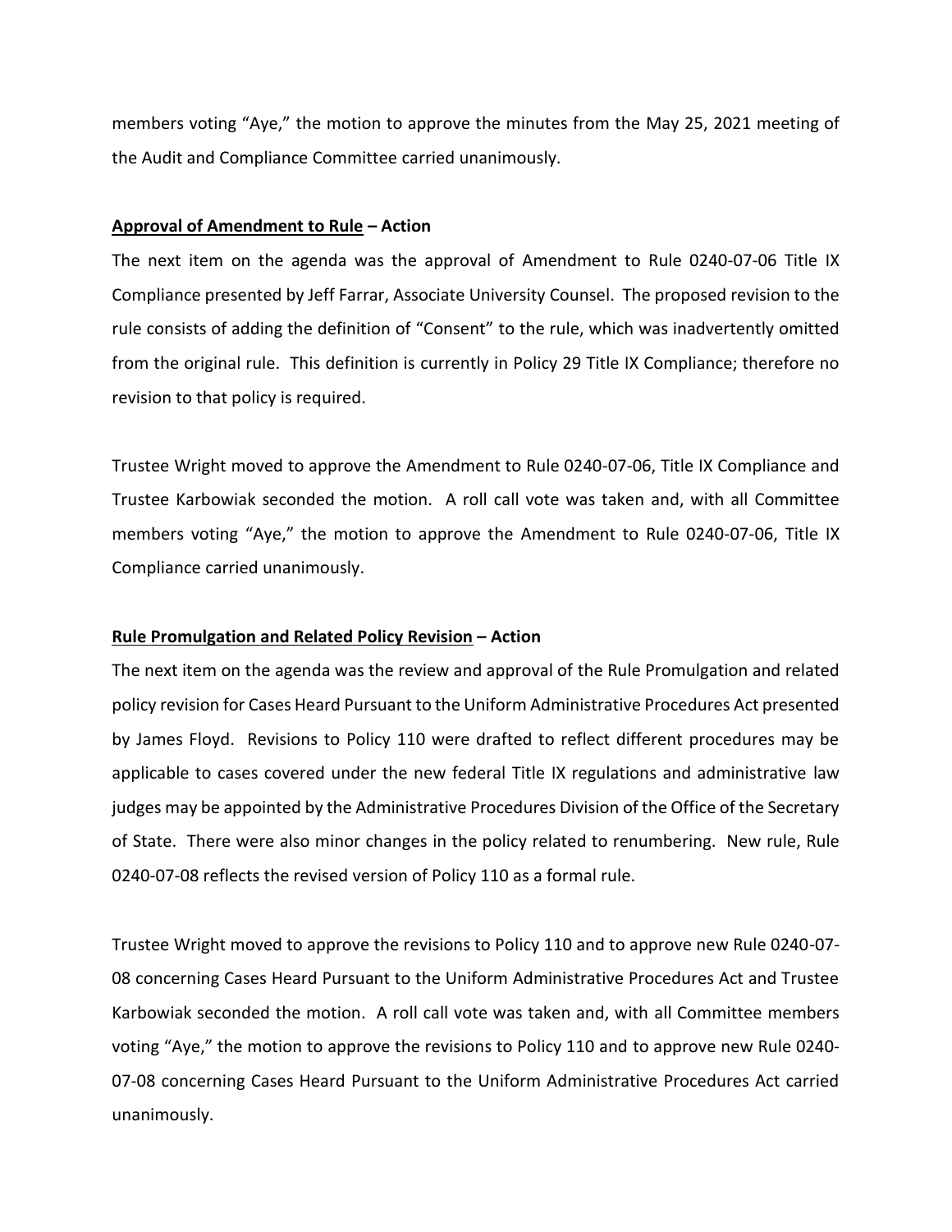members voting "Aye," the motion to approve the minutes from the May 25, 2021 meeting of the Audit and Compliance Committee carried unanimously.

**<u>Approval of Amendment to Rule</u> – Action**

The next item on the agenda was the approval of Amendment to Rule 0240-07-06 Title IX Compliance presented by Jeff Farrar, Associate University Counsel. The proposed revision to the rule consists of adding the definition of "Consent" to the rule, which was inadvertently omitted from the original rule. This definition is currently in Policy 29 Title IX Compliance; therefore no revision to that policy is required.

Trustee Wright moved to approve the Amendment to Rule 0240-07-06, Title IX Compliance and Trustee Karbowiak seconded the motion. A roll call vote was taken and, with all Committee members voting "Aye," the motion to approve the Amendment to Rule 0240-07-06, Title IX Compliance carried unanimously.

**<u>Rule Promulgation and Related Policy Revision</u> – Action**

The next item on the agenda was the review and approval of the Rule Promulgation and related policy revision for Cases Heard Pursuant to the Uniform Administrative Procedures Act presented by James Floyd. Revisions to Policy 110 were drafted to reflect different procedures may be applicable to cases covered under the new federal Title IX regulations and administrative law judges may be appointed by the Administrative Procedures Division of the Office of the Secretary of State. There were also minor changes in the policy related to renumbering. New rule, Rule 0240-07-08 reflects the revised version of Policy 110 as a formal rule.

Trustee Wright moved to approve the revisions to Policy 110 and to approve new Rule 0240-07-08 concerning Cases Heard Pursuant to the Uniform Administrative Procedures Act and Trustee Karbowiak seconded the motion. A roll call vote was taken and, with all Committee members voting "Aye," the motion to approve the revisions to Policy 110 and to approve new Rule 0240-07-08 concerning Cases Heard Pursuant to the Uniform Administrative Procedures Act carried unanimously.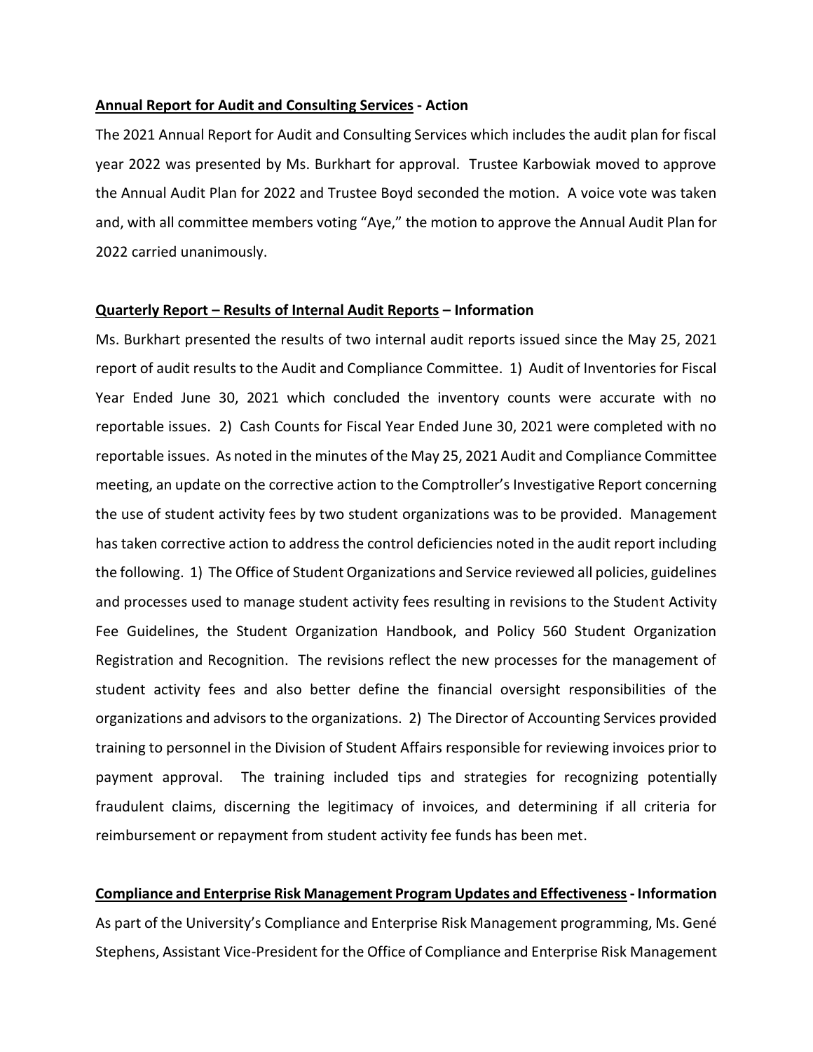**<u>Annual Report for Audit and Consulting Services</u> - Action**

The 2021 Annual Report for Audit and Consulting Services which includes the audit plan for fiscal year 2022 was presented by Ms. Burkhart for approval. Trustee Karbowiak moved to approve the Annual Audit Plan for 2022 and Trustee Boyd seconded the motion. A voice vote was taken and, with all committee members voting "Aye," the motion to approve the Annual Audit Plan for 2022 carried unanimously.

**<u>Quarterly Report – Results of Internal Audit Reports</u> – Information**

Ms. Burkhart presented the results of two internal audit reports issued since the May 25, 2021 report of audit results to the Audit and Compliance Committee. 1) Audit of Inventories for Fiscal Year Ended June 30, 2021 which concluded the inventory counts were accurate with no reportable issues. 2) Cash Counts for Fiscal Year Ended June 30, 2021 were completed with no reportable issues. As noted in the minutes of the May 25, 2021 Audit and Compliance Committee meeting, an update on the corrective action to the Comptroller's Investigative Report concerning the use of student activity fees by two student organizations was to be provided. Management has taken corrective action to address the control deficiencies noted in the audit report including the following. 1) The Office of Student Organizations and Service reviewed all policies, guidelines and processes used to manage student activity fees resulting in revisions to the Student Activity Fee Guidelines, the Student Organization Handbook, and Policy 560 Student Organization Registration and Recognition. The revisions reflect the new processes for the management of student activity fees and also better define the financial oversight responsibilities of the organizations and advisors to the organizations. 2) The Director of Accounting Services provided training to personnel in the Division of Student Affairs responsible for reviewing invoices prior to payment approval. The training included tips and strategies for recognizing potentially fraudulent claims, discerning the legitimacy of invoices, and determining if all criteria for reimbursement or repayment from student activity fee funds has been met.

**<u>Compliance and Enterprise Risk Management Program Updates and Effectiveness</u> - Information**

As part of the University's Compliance and Enterprise Risk Management programming, Ms. Gené Stephens, Assistant Vice-President for the Office of Compliance and Enterprise Risk Management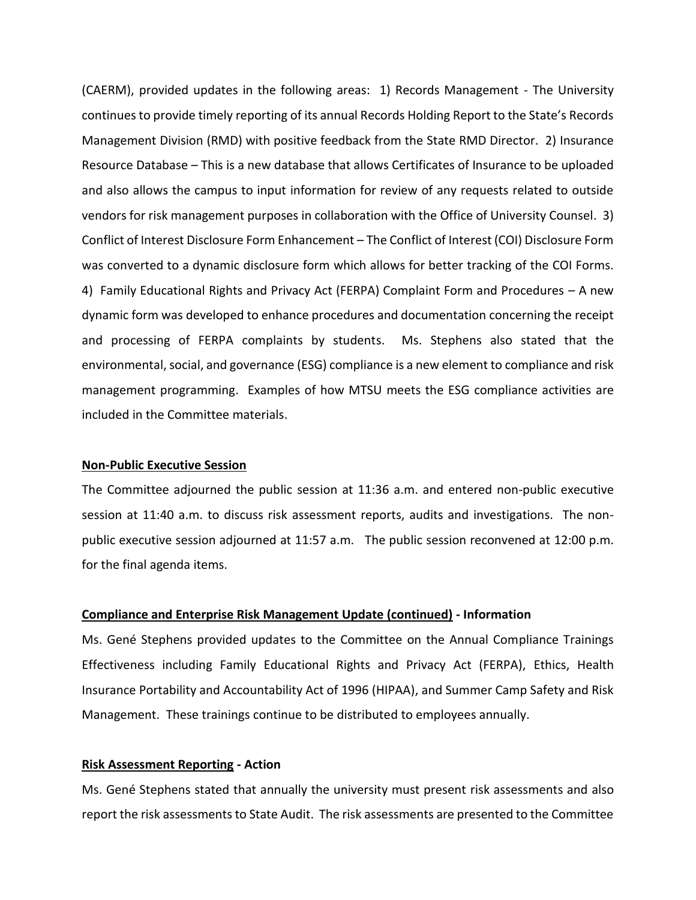(CAERM), provided updates in the following areas: 1) Records Management - The University continues to provide timely reporting of its annual Records Holding Report to the State's Records Management Division (RMD) with positive feedback from the State RMD Director. 2) Insurance Resource Database – This is a new database that allows Certificates of Insurance to be uploaded and also allows the campus to input information for review of any requests related to outside vendors for risk management purposes in collaboration with the Office of University Counsel. 3) Conflict of Interest Disclosure Form Enhancement – The Conflict of Interest (COI) Disclosure Form was converted to a dynamic disclosure form which allows for better tracking of the COI Forms. 4) Family Educational Rights and Privacy Act (FERPA) Complaint Form and Procedures – A new dynamic form was developed to enhance procedures and documentation concerning the receipt and processing of FERPA complaints by students. Ms. Stephens also stated that the environmental, social, and governance (ESG) compliance is a new element to compliance and risk management programming. Examples of how MTSU meets the ESG compliance activities are included in the Committee materials.

**Non-Public Executive Session**

The Committee adjourned the public session at 11:36 a.m. and entered non-public executive session at 11:40 a.m. to discuss risk assessment reports, audits and investigations. The non-public executive session adjourned at 11:57 a.m. The public session reconvened at 12:00 p.m. for the final agenda items.

**Compliance and Enterprise Risk Management Update (continued) - Information**

Ms. Gené Stephens provided updates to the Committee on the Annual Compliance Trainings Effectiveness including Family Educational Rights and Privacy Act (FERPA), Ethics, Health Insurance Portability and Accountability Act of 1996 (HIPAA), and Summer Camp Safety and Risk Management. These trainings continue to be distributed to employees annually.

**Risk Assessment Reporting - Action**

Ms. Gené Stephens stated that annually the university must present risk assessments and also report the risk assessments to State Audit. The risk assessments are presented to the Committee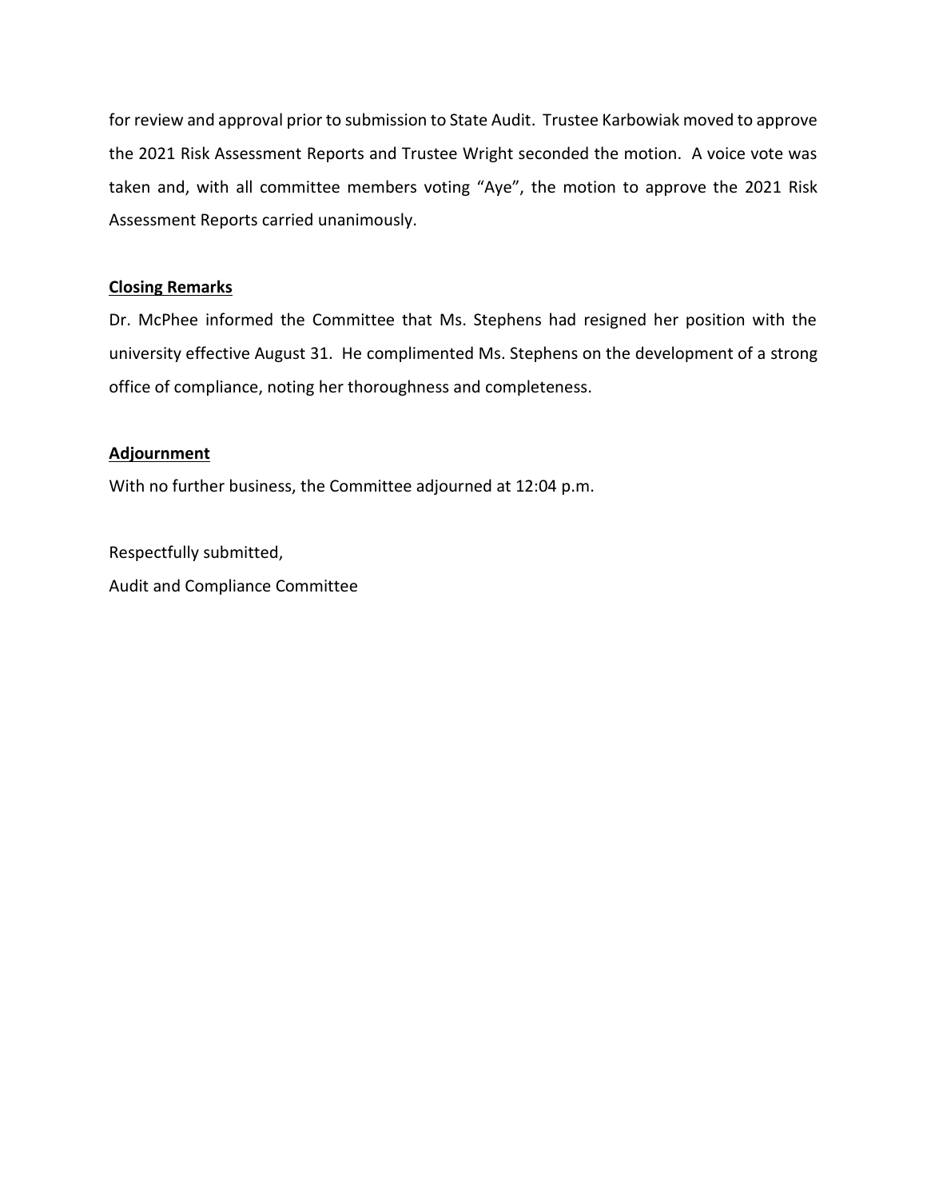for review and approval prior to submission to State Audit. Trustee Karbowiak moved to approve the 2021 Risk Assessment Reports and Trustee Wright seconded the motion. A voice vote was taken and, with all committee members voting "Aye", the motion to approve the 2021 Risk Assessment Reports carried unanimously.

**Closing Remarks**

Dr. McPhee informed the Committee that Ms. Stephens had resigned her position with the university effective August 31. He complimented Ms. Stephens on the development of a strong office of compliance, noting her thoroughness and completeness.

**Adjournment**

With no further business, the Committee adjourned at 12:04 p.m.

Respectfully submitted,
Audit and Compliance Committee